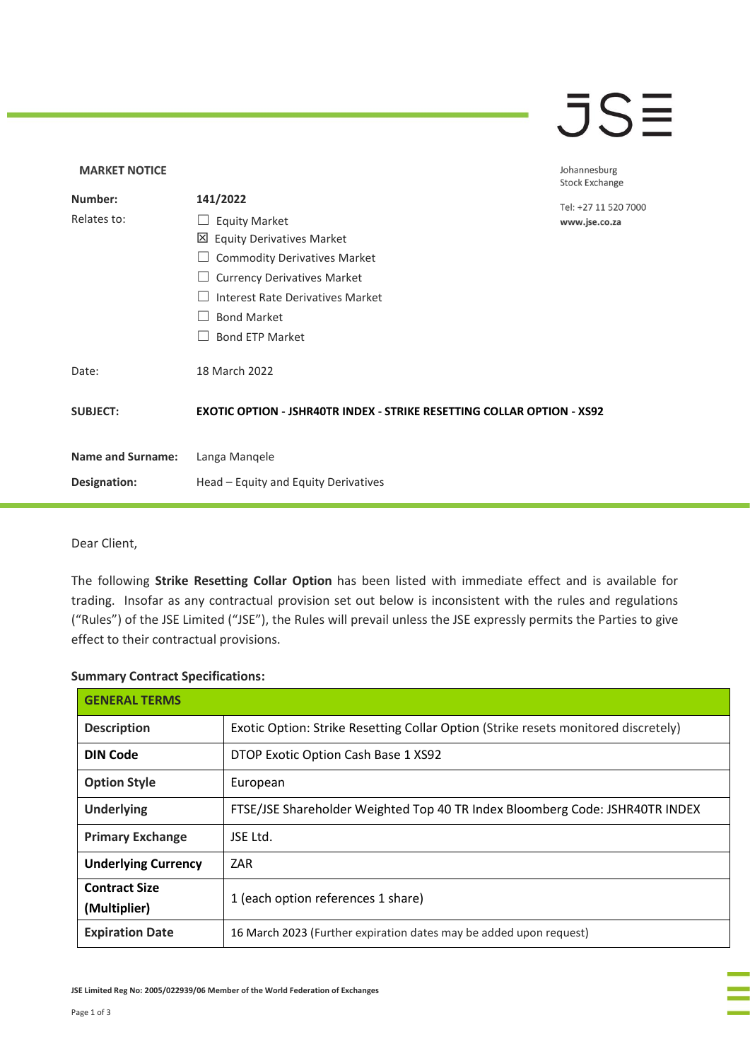**MARKET NOTICE**

Johannesburg Stock Exchange

Tel: +27 11 520 7000
**www.jse.co.za**

| | |
|---|---|
| **Number:** | **141/2022** |
| Relates to: | ☐ Equity Market<br>☒ Equity Derivatives Market<br>☐ Commodity Derivatives Market<br>☐ Currency Derivatives Market<br>☐ Interest Rate Derivatives Market<br>☐ Bond Market<br>☐ Bond ETP Market |
| Date: | 18 March 2022 |
| **SUBJECT:** | **EXOTIC OPTION - JSHR40TR INDEX - STRIKE RESETTING COLLAR OPTION - XS92** |
| **Name and Surname:** | Langa Manqele |
| **Designation:** | Head – Equity and Equity Derivatives |

Dear Client,

The following **Strike Resetting Collar Option** has been listed with immediate effect and is available for trading. Insofar as any contractual provision set out below is inconsistent with the rules and regulations ("Rules") of the JSE Limited ("JSE"), the Rules will prevail unless the JSE expressly permits the Parties to give effect to their contractual provisions.

**Summary Contract Specifications:**

| **GENERAL TERMS** | |
|---|---|
| **Description** | Exotic Option: Strike Resetting Collar Option (Strike resets monitored discretely) |
| **DIN Code** | DTOP Exotic Option Cash Base 1 XS92 |
| **Option Style** | European |
| **Underlying** | FTSE/JSE Shareholder Weighted Top 40 TR Index Bloomberg Code: JSHR40TR INDEX |
| **Primary Exchange** | JSE Ltd. |
| **Underlying Currency** | ZAR |
| **Contract Size (Multiplier)** | 1 (each option references 1 share) |
| **Expiration Date** | 16 March 2023 (Further expiration dates may be added upon request) |

JSE Limited Reg No: 2005/022939/06 Member of the World Federation of Exchanges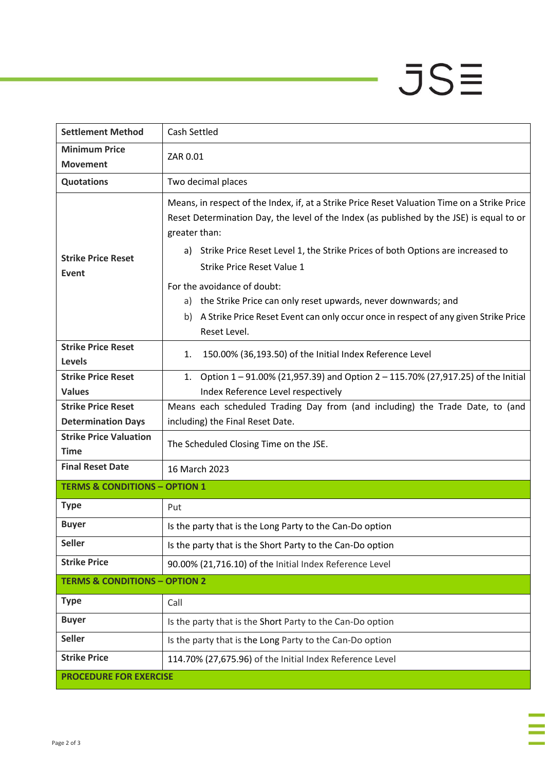| | |
|---|---|
| **Settlement Method** | Cash Settled |
| **Minimum Price Movement** | ZAR 0.01 |
| **Quotations** | Two decimal places |
| **Strike Price Reset Event** | Means, in respect of the Index, if, at a Strike Price Reset Valuation Time on a Strike Price Reset Determination Day, the level of the Index (as published by the JSE) is equal to or greater than:<br>a) Strike Price Reset Level 1, the Strike Prices of both Options are increased to Strike Price Reset Value 1<br>For the avoidance of doubt:<br>a) the Strike Price can only reset upwards, never downwards; and<br>b) A Strike Price Reset Event can only occur once in respect of any given Strike Price Reset Level. |
| **Strike Price Reset Levels** | 1. 150.00% (36,193.50) of the Initial Index Reference Level |
| **Strike Price Reset Values** | 1. Option 1 – 91.00% (21,957.39) and Option 2 – 115.70% (27,917.25) of the Initial Index Reference Level respectively |
| **Strike Price Reset Determination Days** | Means each scheduled Trading Day from (and including) the Trade Date, to (and including) the Final Reset Date. |
| **Strike Price Valuation Time** | The Scheduled Closing Time on the JSE. |
| **Final Reset Date** | 16 March 2023 |
| **TERMS & CONDITIONS – OPTION 1** | |
| **Type** | Put |
| **Buyer** | Is the party that is the Long Party to the Can-Do option |
| **Seller** | Is the party that is the Short Party to the Can-Do option |
| **Strike Price** | 90.00% (21,716.10) of the Initial Index Reference Level |
| **TERMS & CONDITIONS – OPTION 2** | |
| **Type** | Call |
| **Buyer** | Is the party that is the Short Party to the Can-Do option |
| **Seller** | Is the party that is the Long Party to the Can-Do option |
| **Strike Price** | 114.70% (27,675.96) of the Initial Index Reference Level |
| **PROCEDURE FOR EXERCISE** | |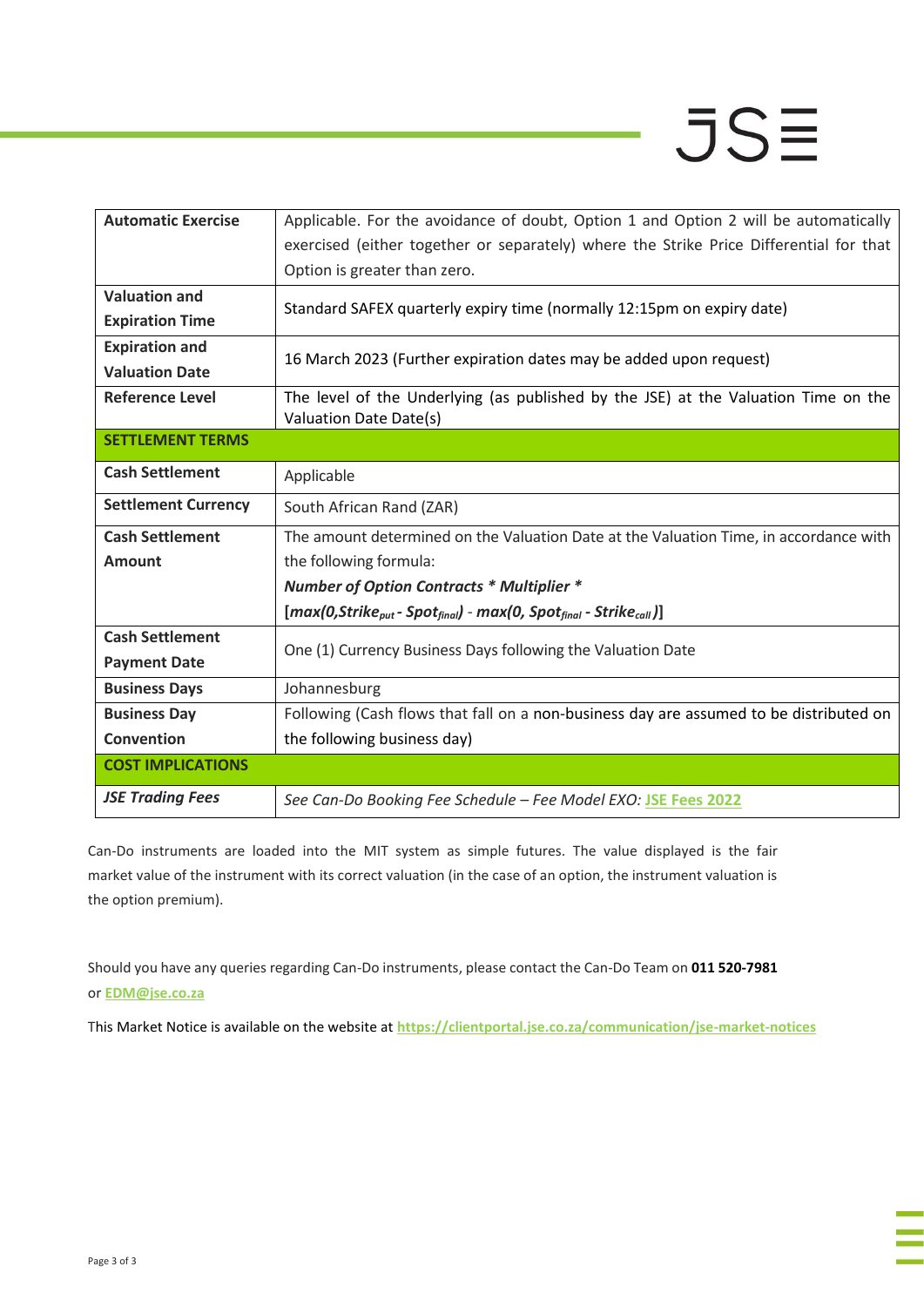| | |
|---|---|
| **Automatic Exercise** | Applicable. For the avoidance of doubt, Option 1 and Option 2 will be automatically exercised (either together or separately) where the Strike Price Differential for that Option is greater than zero. |
| **Valuation and Expiration Time** | Standard SAFEX quarterly expiry time (normally 12:15pm on expiry date) |
| **Expiration and Valuation Date** | 16 March 2023 (Further expiration dates may be added upon request) |
| **Reference Level** | The level of the Underlying (as published by the JSE) at the Valuation Time on the Valuation Date Date(s) |
| **SETTLEMENT TERMS** | |
| **Cash Settlement** | Applicable |
| **Settlement Currency** | South African Rand (ZAR) |
| **Cash Settlement Amount** | The amount determined on the Valuation Date at the Valuation Time, in accordance with the following formula: ***Number of Option Contracts * Multiplier **** $[max(0, Strike_{put} - Spot_{final}) - max(0, Spot_{final} - Strike_{call})]$ |
| **Cash Settlement Payment Date** | One (1) Currency Business Days following the Valuation Date |
| **Business Days** | Johannesburg |
| **Business Day Convention** | Following (Cash flows that fall on a non-business day are assumed to be distributed on the following business day) |
| **COST IMPLICATIONS** | |
| ***JSE Trading Fees*** | *See Can-Do Booking Fee Schedule – Fee Model EXO: JSE Fees 2022* |

Can-Do instruments are loaded into the MIT system as simple futures. The value displayed is the fair market value of the instrument with its correct valuation (in the case of an option, the instrument valuation is the option premium).

Should you have any queries regarding Can-Do instruments, please contact the Can-Do Team on **011 520-7981** or **EDM@jse.co.za**

This Market Notice is available on the website at **https://clientportal.jse.co.za/communication/jse-market-notices**